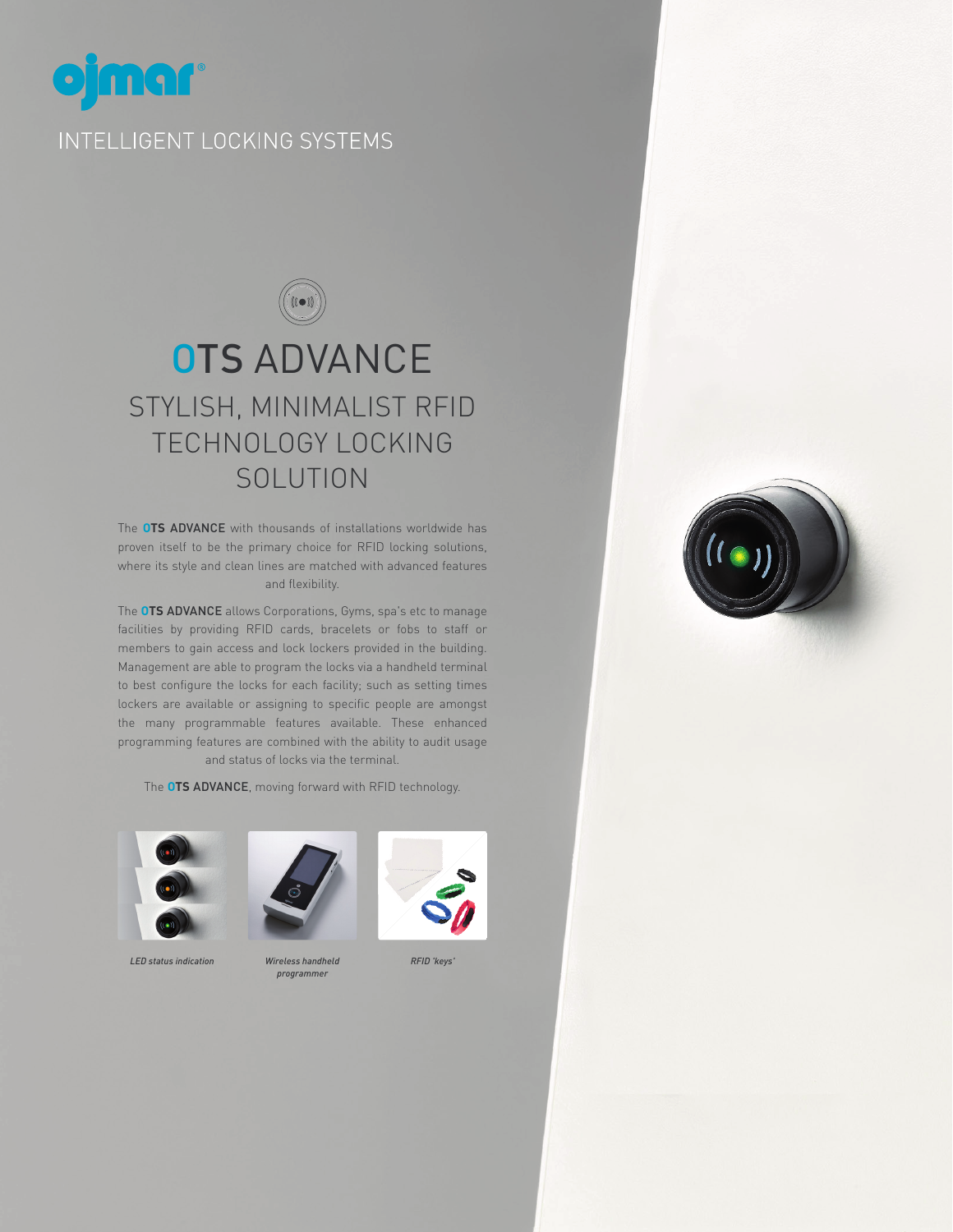ojmar®

INTELLIGENT LOCKING SYSTEMS

# OTS ADVANCE

## STYLISH, MINIMALIST RFID TECHNOLOGY LOCKING SOLUTION

The **OTS ADVANCE** with thousands of installations worldwide has proven itself to be the primary choice for RFID locking solutions, where its style and clean lines are matched with advanced features and flexibility.

The **OTS ADVANCE** allows Corporations, Gyms, spa's etc to manage facilities by providing RFID cards, bracelets or fobs to staff or members to gain access and lock lockers provided in the building. Management are able to program the locks via a handheld terminal to best configure the locks for each facility; such as setting times lockers are available or assigning to specific people are amongst the many programmable features available. These enhanced programming features are combined with the ability to audit usage and status of locks via the terminal.

The **OTS ADVANCE**, moving forward with RFID technology.

*LED status indication*

*Wireless handheld programmer*

*RFID 'keys'*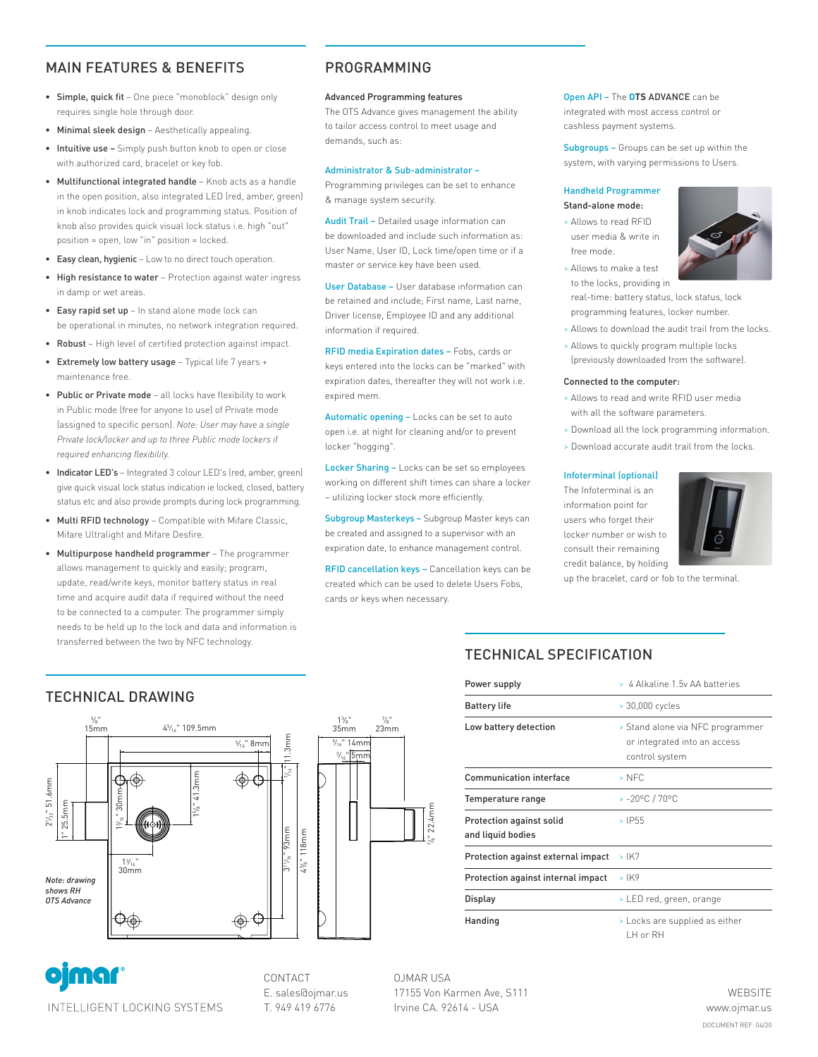## MAIN FEATURES & BENEFITS

- **Simple, quick fit** – One piece "monoblock" design only requires single hole through door.
- **Minimal sleek design** – Aesthetically appealing.
- **Intuitive use** – Simply push button knob to open or close with authorized card, bracelet or key fob.
- **Multifunctional integrated handle** – Knob acts as a handle in the open position, also integrated LED (red, amber, green) in knob indicates lock and programming status. Position of knob also provides quick visual lock status i.e. high "out" position = open, low "in" position = locked.
- **Easy clean, hygienic** – Low to no direct touch operation.
- **High resistance to water** – Protection against water ingress in damp or wet areas.
- **Easy rapid set up** – In stand alone mode lock can be operational in minutes, no network integration required.
- **Robust** – High level of certified protection against impact.
- **Extremely low battery usage** – Typical life 7 years + maintenance free.
- **Public or Private mode** – all locks have flexibility to work in Public mode (free for anyone to use) of Private mode (assigned to specific person). *Note: User may have a single Private lock/locker and up to three Public mode lockers if required enhancing flexibility.*
- **Indicator LED's** – Integrated 3 colour LED's (red, amber, green) give quick visual lock status indication ie locked, closed, battery status etc and also provide prompts during lock programming.
- **Multi RFID technology** – Compatible with Mifare Classic, Mifare Ultralight and Mifare Desfire.
- **Multipurpose handheld programmer** – The programmer allows management to quickly and easily; program, update, read/write keys, monitor battery status in real time and acquire audit data if required without the need to be connected to a computer. The programmer simply needs to be held up to the lock and data and information is transferred between the two by NFC technology.

## PROGRAMMING

**Advanced Programming features**

The OTS Advance gives management the ability to tailor access control to meet usage and demands, such as:

**Administrator & Sub-administrator –** Programming privileges can be set to enhance & manage system security.

**Audit Trail –** Detailed usage information can be downloaded and include such information as: User Name, User ID, Lock time/open time or if a master or service key have been used.

**User Database –** User database information can be retained and include; First name, Last name, Driver license, Employee ID and any additional information if required.

**RFID media Expiration dates –** Fobs, cards or keys entered into the locks can be "marked" with expiration dates, thereafter they will not work i.e. expired mem.

**Automatic opening –** Locks can be set to auto open i.e. at night for cleaning and/or to prevent locker "hogging".

**Locker Sharing –** Locks can be set so employees working on different shift times can share a locker – utilizing locker stock more efficiently.

**Subgroup Masterkeys –** Subgroup Master keys can be created and assigned to a supervisor with an expiration date, to enhance management control.

**RFID cancellation keys –** Cancellation keys can be created which can be used to delete Users Fobs, cards or keys when necessary.

**Open API –** The **OTS ADVANCE** can be integrated with most access control or cashless payment systems.

**Subgroups –** Groups can be set up within the system, with varying permissions to Users.

**Handheld Programmer**

**Stand-alone mode:**

> Allows to read RFID user media & write in free mode.
> Allows to make a test to the locks, providing in real-time: battery status, lock status, lock programming features, locker number.
> Allows to download the audit trail from the locks.
> Allows to quickly program multiple locks (previously downloaded from the software).

**Connected to the computer:**

> Allows to read and write RFID user media with all the software parameters.
> Download all the lock programming information.
> Download accurate audit trail from the locks.

**Infoterminal (optional)**

The Infoterminal is an information point for users who forget their locker number or wish to consult their remaining credit balance, by holding up the bracelet, card or fob to the terminal.

## TECHNICAL SPECIFICATION

| | |
|---|---|
| Power supply | > 4 Alkaline 1.5v AA batteries |
| Battery life | > 30,000 cycles |
| Low battery detection | > Stand alone via NFC programmer or integrated into an access control system |
| Communication interface | > NFC |
| Temperature range | > -20ºC / 70ºC |
| Protection against solid and liquid bodies | > IP55 |
| Protection against external impact | > IK7 |
| Protection against internal impact | > IK9 |
| Display | > LED red, green, orange |
| Handing | > Locks are supplied as either LH or RH |

## TECHNICAL DRAWING

5/8" 15mm
4 5/16" 109.5mm
5/16" 8mm
7/16" 11.3mm
2 1/32" 51.6mm
1" 25.5mm
1 3/16" 30mm
1 5/8" 41.3mm
1 3/16" 30mm
3 11/16" 93mm
4 5/8" 118mm
1 3/8" 35mm
7/8" 23mm
9/16" 14mm
3/16" 5mm
7/8" 22.4mm

*Note: drawing shows RH OTS Advance*

ojmar® INTELLIGENT LOCKING SYSTEMS

CONTACT
E. sales@ojmar.us
T. 949 419 6776

OJMAR USA
17155 Von Karmen Ave, S111
Irvine CA. 92614 - USA

WEBSITE
www.ojmar.us

DOCUMENT REF: 04/20